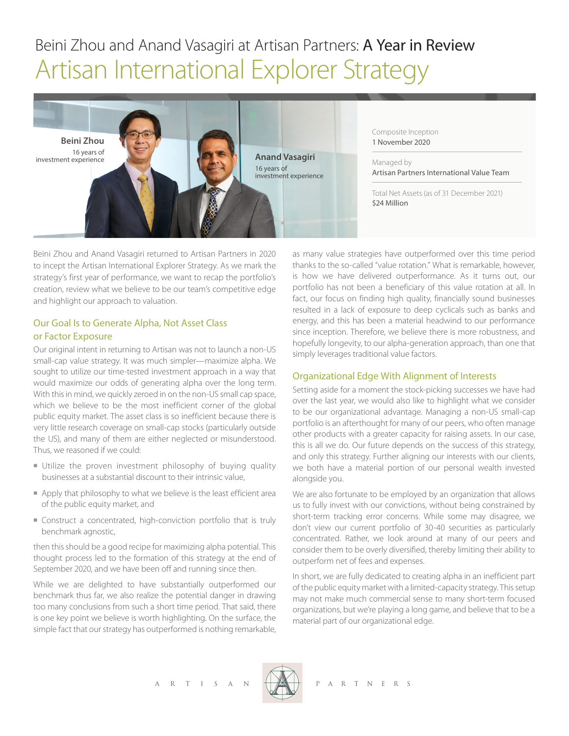# Beini Zhou and Anand Vasagiri at Artisan Partners: A Year in Review

# Artisan International Explorer Strategy

**Beini Zhou**
16 years of investment experience

**Anand Vasagiri**
16 years of investment experience

Composite Inception
1 November 2020

Managed by
Artisan Partners International Value Team

Total Net Assets (as of 31 December 2021)
$24 Million

Beini Zhou and Anand Vasagiri returned to Artisan Partners in 2020 to incept the Artisan International Explorer Strategy. As we mark the strategy's first year of performance, we want to recap the portfolio's creation, review what we believe to be our team's competitive edge and highlight our approach to valuation.

## Our Goal Is to Generate Alpha, Not Asset Class or Factor Exposure

Our original intent in returning to Artisan was not to launch a non-US small-cap value strategy. It was much simpler—maximize alpha. We sought to utilize our time-tested investment approach in a way that would maximize our odds of generating alpha over the long term. With this in mind, we quickly zeroed in on the non-US small cap space, which we believe to be the most inefficient corner of the global public equity market. The asset class is so inefficient because there is very little research coverage on small-cap stocks (particularly outside the US), and many of them are either neglected or misunderstood. Thus, we reasoned if we could:

- Utilize the proven investment philosophy of buying quality businesses at a substantial discount to their intrinsic value,
- Apply that philosophy to what we believe is the least efficient area of the public equity market, and
- Construct a concentrated, high-conviction portfolio that is truly benchmark agnostic,

then this should be a good recipe for maximizing alpha potential. This thought process led to the formation of this strategy at the end of September 2020, and we have been off and running since then.

While we are delighted to have substantially outperformed our benchmark thus far, we also realize the potential danger in drawing too many conclusions from such a short time period. That said, there is one key point we believe is worth highlighting. On the surface, the simple fact that our strategy has outperformed is nothing remarkable, as many value strategies have outperformed over this time period thanks to the so-called "value rotation." What is remarkable, however, is how we have delivered outperformance. As it turns out, our portfolio has not been a beneficiary of this value rotation at all. In fact, our focus on finding high quality, financially sound businesses resulted in a lack of exposure to deep cyclicals such as banks and energy, and this has been a material headwind to our performance since inception. Therefore, we believe there is more robustness, and hopefully longevity, to our alpha-generation approach, than one that simply leverages traditional value factors.

## Organizational Edge With Alignment of Interests

Setting aside for a moment the stock-picking successes we have had over the last year, we would also like to highlight what we consider to be our organizational advantage. Managing a non-US small-cap portfolio is an afterthought for many of our peers, who often manage other products with a greater capacity for raising assets. In our case, this is all we do. Our future depends on the success of this strategy, and only this strategy. Further aligning our interests with our clients, we both have a material portion of our personal wealth invested alongside you.

We are also fortunate to be employed by an organization that allows us to fully invest with our convictions, without being constrained by short-term tracking error concerns. While some may disagree, we don't view our current portfolio of 30-40 securities as particularly concentrated. Rather, we look around at many of our peers and consider them to be overly diversified, thereby limiting their ability to outperform net of fees and expenses.

In short, we are fully dedicated to creating alpha in an inefficient part of the public equity market with a limited-capacity strategy. This setup may not make much commercial sense to many short-term focused organizations, but we're playing a long game, and believe that to be a material part of our organizational edge.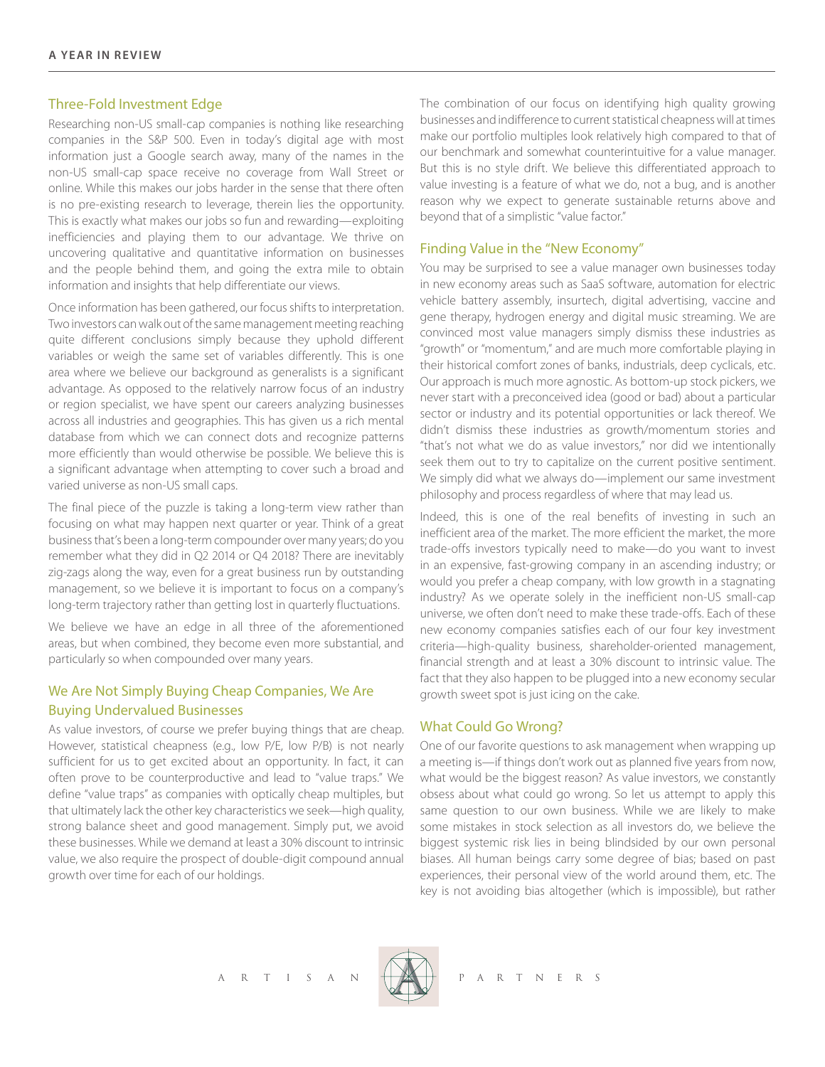## Three-Fold Investment Edge

Researching non-US small-cap companies is nothing like researching companies in the S&P 500. Even in today's digital age with most information just a Google search away, many of the names in the non-US small-cap space receive no coverage from Wall Street or online. While this makes our jobs harder in the sense that there often is no pre-existing research to leverage, therein lies the opportunity. This is exactly what makes our jobs so fun and rewarding—exploiting inefficiencies and playing them to our advantage. We thrive on uncovering qualitative and quantitative information on businesses and the people behind them, and going the extra mile to obtain information and insights that help differentiate our views.

Once information has been gathered, our focus shifts to interpretation. Two investors can walk out of the same management meeting reaching quite different conclusions simply because they uphold different variables or weigh the same set of variables differently. This is one area where we believe our background as generalists is a significant advantage. As opposed to the relatively narrow focus of an industry or region specialist, we have spent our careers analyzing businesses across all industries and geographies. This has given us a rich mental database from which we can connect dots and recognize patterns more efficiently than would otherwise be possible. We believe this is a significant advantage when attempting to cover such a broad and varied universe as non-US small caps.

The final piece of the puzzle is taking a long-term view rather than focusing on what may happen next quarter or year. Think of a great business that's been a long-term compounder over many years; do you remember what they did in Q2 2014 or Q4 2018? There are inevitably zig-zags along the way, even for a great business run by outstanding management, so we believe it is important to focus on a company's long-term trajectory rather than getting lost in quarterly fluctuations.

We believe we have an edge in all three of the aforementioned areas, but when combined, they become even more substantial, and particularly so when compounded over many years.

## We Are Not Simply Buying Cheap Companies, We Are Buying Undervalued Businesses

As value investors, of course we prefer buying things that are cheap. However, statistical cheapness (e.g., low P/E, low P/B) is not nearly sufficient for us to get excited about an opportunity. In fact, it can often prove to be counterproductive and lead to "value traps." We define "value traps" as companies with optically cheap multiples, but that ultimately lack the other key characteristics we seek—high quality, strong balance sheet and good management. Simply put, we avoid these businesses. While we demand at least a 30% discount to intrinsic value, we also require the prospect of double-digit compound annual growth over time for each of our holdings.

The combination of our focus on identifying high quality growing businesses and indifference to current statistical cheapness will at times make our portfolio multiples look relatively high compared to that of our benchmark and somewhat counterintuitive for a value manager. But this is no style drift. We believe this differentiated approach to value investing is a feature of what we do, not a bug, and is another reason why we expect to generate sustainable returns above and beyond that of a simplistic "value factor."

## Finding Value in the "New Economy"

You may be surprised to see a value manager own businesses today in new economy areas such as SaaS software, automation for electric vehicle battery assembly, insurtech, digital advertising, vaccine and gene therapy, hydrogen energy and digital music streaming. We are convinced most value managers simply dismiss these industries as "growth" or "momentum," and are much more comfortable playing in their historical comfort zones of banks, industrials, deep cyclicals, etc. Our approach is much more agnostic. As bottom-up stock pickers, we never start with a preconceived idea (good or bad) about a particular sector or industry and its potential opportunities or lack thereof. We didn't dismiss these industries as growth/momentum stories and "that's not what we do as value investors," nor did we intentionally seek them out to try to capitalize on the current positive sentiment. We simply did what we always do—implement our same investment philosophy and process regardless of where that may lead us.

Indeed, this is one of the real benefits of investing in such an inefficient area of the market. The more efficient the market, the more trade-offs investors typically need to make—do you want to invest in an expensive, fast-growing company in an ascending industry; or would you prefer a cheap company, with low growth in a stagnating industry? As we operate solely in the inefficient non-US small-cap universe, we often don't need to make these trade-offs. Each of these new economy companies satisfies each of our four key investment criteria—high-quality business, shareholder-oriented management, financial strength and at least a 30% discount to intrinsic value. The fact that they also happen to be plugged into a new economy secular growth sweet spot is just icing on the cake.

## What Could Go Wrong?

One of our favorite questions to ask management when wrapping up a meeting is—if things don't work out as planned five years from now, what would be the biggest reason? As value investors, we constantly obsess about what could go wrong. So let us attempt to apply this same question to our own business. While we are likely to make some mistakes in stock selection as all investors do, we believe the biggest systemic risk lies in being blindsided by our own personal biases. All human beings carry some degree of bias; based on past experiences, their personal view of the world around them, etc. The key is not avoiding bias altogether (which is impossible), but rather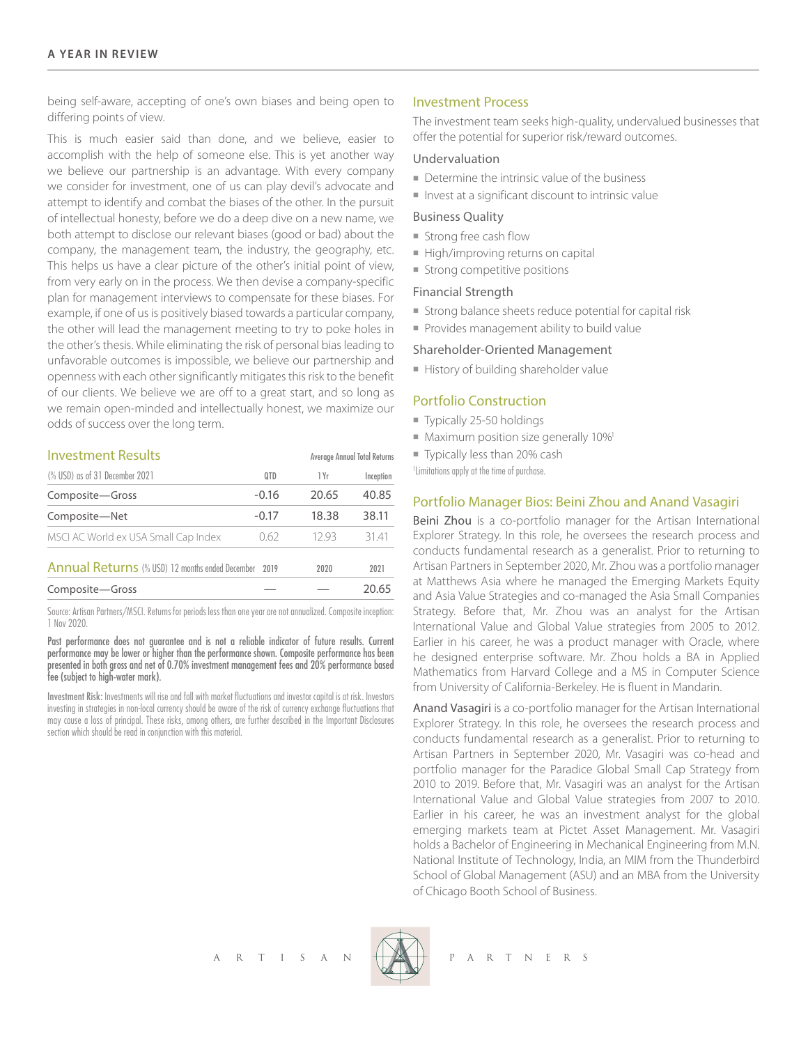being self-aware, accepting of one's own biases and being open to differing points of view.

This is much easier said than done, and we believe, easier to accomplish with the help of someone else. This is yet another way we believe our partnership is an advantage. With every company we consider for investment, one of us can play devil's advocate and attempt to identify and combat the biases of the other. In the pursuit of intellectual honesty, before we do a deep dive on a new name, we both attempt to disclose our relevant biases (good or bad) about the company, the management team, the industry, the geography, etc. This helps us have a clear picture of the other's initial point of view, from very early on in the process. We then devise a company-specific plan for management interviews to compensate for these biases. For example, if one of us is positively biased towards a particular company, the other will lead the management meeting to try to poke holes in the other's thesis. While eliminating the risk of personal bias leading to unfavorable outcomes is impossible, we believe our partnership and openness with each other significantly mitigates this risk to the benefit of our clients. We believe we are off to a great start, and so long as we remain open-minded and intellectually honest, we maximize our odds of success over the long term.

## Investment Results

| (% USD) as of 31 December 2021 | QTD | Average Annual Total Returns 1 Yr | Inception |
|---|---|---|---|
| Composite—Gross | -0.16 | 20.65 | 40.85 |
| Composite—Net | -0.17 | 18.38 | 38.11 |
| MSCI AC World ex USA Small Cap Index | 0.62 | 12.93 | 31.41 |

## Annual Returns

| (% USD) 12 months ended December | 2019 | 2020 | 2021 |
|---|---|---|---|
| Composite—Gross | — | — | 20.65 |

Source: Artisan Partners/MSCI. Returns for periods less than one year are not annualized. Composite inception: 1 Nov 2020.

**Past performance does not guarantee and is not a reliable indicator of future results. Current performance may be lower or higher than the performance shown. Composite performance has been presented in both gross and net of 0.70% investment management fees and 20% performance based fee (subject to high-water mark).**

**Investment Risk:** Investments will rise and fall with market fluctuations and investor capital is at risk. Investors investing in strategies in non-local currency should be aware of the risk of currency exchange fluctuations that may cause a loss of principal. These risks, among others, are further described in the Important Disclosures section which should be read in conjunction with this material.

## Investment Process

The investment team seeks high-quality, undervalued businesses that offer the potential for superior risk/reward outcomes.

### Undervaluation

- Determine the intrinsic value of the business
- Invest at a significant discount to intrinsic value

### Business Quality

- Strong free cash flow
- High/improving returns on capital
- Strong competitive positions

### Financial Strength

- Strong balance sheets reduce potential for capital risk
- Provides management ability to build value

### Shareholder-Oriented Management

- History of building shareholder value

## Portfolio Construction

- Typically 25-50 holdings
- Maximum position size generally 10%[1]
- Typically less than 20% cash

[1]Limitations apply at the time of purchase.

## Portfolio Manager Bios: Beini Zhou and Anand Vasagiri

**Beini Zhou** is a co-portfolio manager for the Artisan International Explorer Strategy. In this role, he oversees the research process and conducts fundamental research as a generalist. Prior to returning to Artisan Partners in September 2020, Mr. Zhou was a portfolio manager at Matthews Asia where he managed the Emerging Markets Equity and Asia Value Strategies and co-managed the Asia Small Companies Strategy. Before that, Mr. Zhou was an analyst for the Artisan International Value and Global Value strategies from 2005 to 2012. Earlier in his career, he was a product manager with Oracle, where he designed enterprise software. Mr. Zhou holds a BA in Applied Mathematics from Harvard College and a MS in Computer Science from University of California-Berkeley. He is fluent in Mandarin.

**Anand Vasagiri** is a co-portfolio manager for the Artisan International Explorer Strategy. In this role, he oversees the research process and conducts fundamental research as a generalist. Prior to returning to Artisan Partners in September 2020, Mr. Vasagiri was co-head and portfolio manager for the Paradice Global Small Cap Strategy from 2010 to 2019. Before that, Mr. Vasagiri was an analyst for the Artisan International Value and Global Value strategies from 2007 to 2010. Earlier in his career, he was an investment analyst for the global emerging markets team at Pictet Asset Management. Mr. Vasagiri holds a Bachelor of Engineering in Mechanical Engineering from M.N. National Institute of Technology, India, an MIM from the Thunderbird School of Global Management (ASU) and an MBA from the University of Chicago Booth School of Business.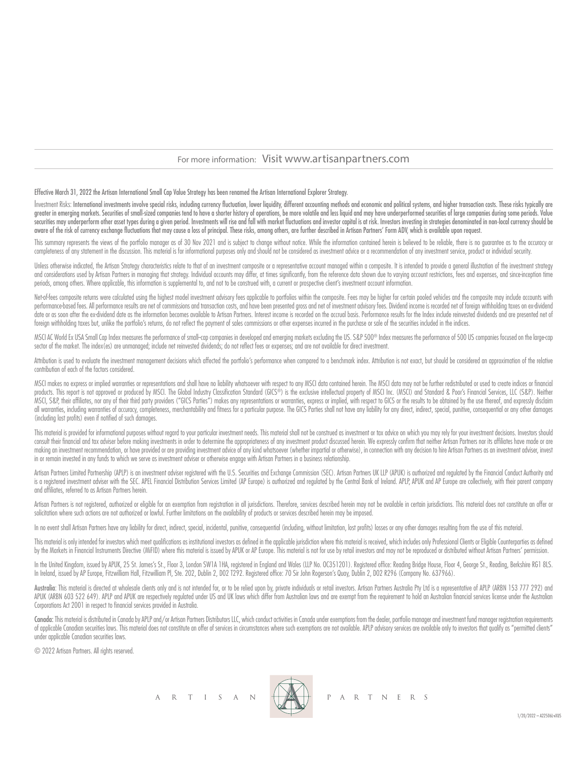For more information: Visit www.artisanpartners.com

Effective March 31, 2022 the Artisan International Small Cap Value Strategy has been renamed the Artisan International Explorer Strategy.

Investment Risks: International investments involve special risks, including currency fluctuation, lower liquidity, different accounting methods and economic and political systems, and higher transaction costs. These risks typically are greater in emerging markets. Securities of small-sized companies tend to have a shorter history of operations, be more volatile and less liquid and may have underperformed securities of large companies during some periods. Value securities may underperform other asset types during a given period. Investments will rise and fall with market fluctuations and investor capital is at risk. Investors investing in strategies denominated in non-local currency should be aware of the risk of currency exchange fluctuations that may cause a loss of principal. These risks, among others, are further described in Artisan Partners' Form ADV, which is available upon request.

This summary represents the views of the portfolio manager as of 30 Nov 2021 and is subject to change without notice. While the information contained herein is believed to be reliable, there is no guarantee as to the accuracy or completeness of any statement in the discussion. This material is for informational purposes only and should not be considered as investment advice or a recommendation of any investment service, product or individual security.

Unless otherwise indicated, the Artisan Strategy characteristics relate to that of an investment composite or a representative account managed within a composite. It is intended to provide a general illustration of the investment strategy and considerations used by Artisan Partners in managing that strategy. Individual accounts may differ, at times significantly, from the reference data shown due to varying account restrictions, fees and expenses, and since-inception time periods, among others. Where applicable, this information is supplemental to, and not to be construed with, a current or prospective client's investment account information.

Net-of-fees composite returns were calculated using the highest model investment advisory fees applicable to portfolios within the composite. Fees may be higher for certain pooled vehicles and the composite may include accounts with performance-based fees. All performance results are net of commissions and transaction costs, and have been presented gross and net of investment advisory fees. Dividend income is recorded net of foreign withholding taxes on ex-dividend date or as soon after the ex-dividend date as the information becomes available to Artisan Partners. Interest income is recorded on the accrual basis. Performance results for the Index include reinvested dividends and are presented net of foreign withholding taxes but, unlike the portfolio's returns, do not reflect the payment of sales commissions or other expenses incurred in the purchase or sale of the securities included in the indices.

MSCI AC World Ex USA Small Cap Index measures the performance of small–cap companies in developed and emerging markets excluding the US. S&P 500® Index measures the performance of 500 US companies focused on the large-cap sector of the market. The index(es) are unmanaged; include net reinvested dividends; do not reflect fees or expenses; and are not available for direct investment.

Attribution is used to evaluate the investment management decisions which affected the portfolio's performance when compared to a benchmark index. Attribution is not exact, but should be considered an approximation of the relative contribution of each of the factors considered.

MSCI makes no express or implied warranties or representations and shall have no liability whatsoever with respect to any MSCI data contained herein. The MSCI data may not be further redistributed or used to create indices or financial products. This report is not approved or produced by MSCI. The Global Industry Classification Standard (GICS®) is the exclusive intellectual property of MSCI Inc. (MSCI) and Standard & Poor's Financial Services, LLC (S&P). Neither MSCI, S&P, their affiliates, nor any of their third party providers ("GICS Parties") makes any representations or warranties, express or implied, with respect to GICS or the results to be obtained by the use thereof, and expressly disclaim all warranties, including warranties of accuracy, completeness, merchantability and fitness for a particular purpose. The GICS Parties shall not have any liability for any direct, indirect, special, punitive, consequential or any other damages (including lost profits) even if notified of such damages.

This material is provided for informational purposes without regard to your particular investment needs. This material shall not be construed as investment or tax advice on which you may rely for your investment decisions. Investors should consult their financial and tax adviser before making investments in order to determine the appropriateness of any investment product discussed herein. We expressly confirm that neither Artisan Partners nor its affiliates have made or are making an investment recommendation, or have provided or are providing investment advice of any kind whatsoever (whether impartial or otherwise), in connection with any decision to hire Artisan Partners as an investment adviser, invest in or remain invested in any funds to which we serve as investment adviser or otherwise engage with Artisan Partners in a business relationship.

Artisan Partners Limited Partnership (APLP) is an investment adviser registered with the U.S. Securities and Exchange Commission (SEC). Artisan Partners UK LLP (APUK) is authorized and regulated by the Financial Conduct Authority and is a registered investment adviser with the SEC. APEL Financial Distribution Services Limited (AP Europe) is authorized and regulated by the Central Bank of Ireland. APLP, APUK and AP Europe are collectively, with their parent company and affiliates, referred to as Artisan Partners herein.

Artisan Partners is not registered, authorized or eligible for an exemption from registration in all jurisdictions. Therefore, services described herein may not be available in certain jurisdictions. This material does not constitute an offer or solicitation where such actions are not authorized or lawful. Further limitations on the availability of products or services described herein may be imposed.

In no event shall Artisan Partners have any liability for direct, indirect, special, incidental, punitive, consequential (including, without limitation, lost profits) losses or any other damages resulting from the use of this material.

This material is only intended for investors which meet qualifications as institutional investors as defined in the applicable jurisdiction where this material is received, which includes only Professional Clients or Eligible Counterparties as defined by the Markets in Financial Instruments Directive (MiFID) where this material is issued by APUK or AP Europe. This material is not for use by retail investors and may not be reproduced or distributed without Artisan Partners' permission.

In the United Kingdom, issued by APUK, 25 St. James's St., Floor 3, London SW1A 1HA, registered in England and Wales (LLP No. OC351201). Registered office: Reading Bridge House, Floor 4, George St., Reading, Berkshire RG1 8LS. In Ireland, issued by AP Europe, Fitzwilliam Hall, Fitzwilliam Pl, Ste. 202, Dublin 2, D02 T292. Registered office: 70 Sir John Rogerson's Quay, Dublin 2, D02 R296 (Company No. 637966).

**Australia**: This material is directed at wholesale clients only and is not intended for, or to be relied upon by, private individuals or retail investors. Artisan Partners Australia Pty Ltd is a representative of APLP (ARBN 153 777 292) and APUK (ARBN 603 522 649). APLP and APUK are respectively regulated under US and UK laws which differ from Australian laws and are exempt from the requirement to hold an Australian financial services license under the Australian Corporations Act 2001 in respect to financial services provided in Australia.

**Canada**: This material is distributed in Canada by APLP and/or Artisan Partners Distributors LLC, which conduct activities in Canada under exemptions from the dealer, portfolio manager and investment fund manager registration requirements of applicable Canadian securities laws. This material does not constitute an offer of services in circumstances where such exemptions are not available. APLP advisory services are available only to investors that qualify as "permitted clients" under applicable Canadian securities laws.

© 2022 Artisan Partners. All rights reserved.

A R T I S A N P A R T N E R S

1/20/2022 – A22506L-vXUS